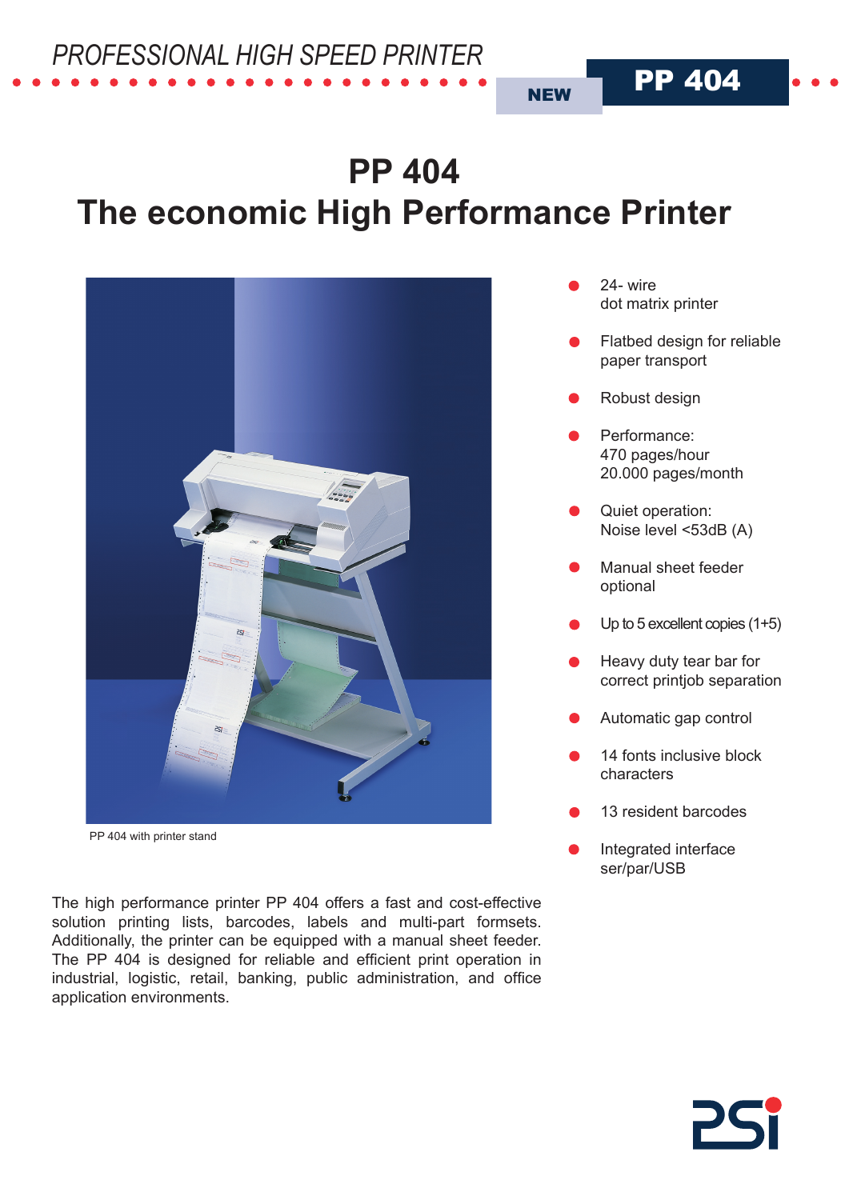*PROFESSIONAL HIGH SPEED PRINTER*

NEW **PP 404**

# PP 404
# The economic High Performance Printer

PP 404 with printer stand

- 24- wire dot matrix printer
- Flatbed design for reliable paper transport
- Robust design
- Performance: 470 pages/hour 20.000 pages/month
- Quiet operation: Noise level <53dB (A)
- Manual sheet feeder optional
- Up to 5 excellent copies (1+5)
- Heavy duty tear bar for correct printjob separation
- Automatic gap control
- 14 fonts inclusive block characters
- 13 resident barcodes
- Integrated interface ser/par/USB

The high performance printer PP 404 offers a fast and cost-effective solution printing lists, barcodes, labels and multi-part formsets. Additionally, the printer can be equipped with a manual sheet feeder. The PP 404 is designed for reliable and efficient print operation in industrial, logistic, retail, banking, public administration, and office application environments.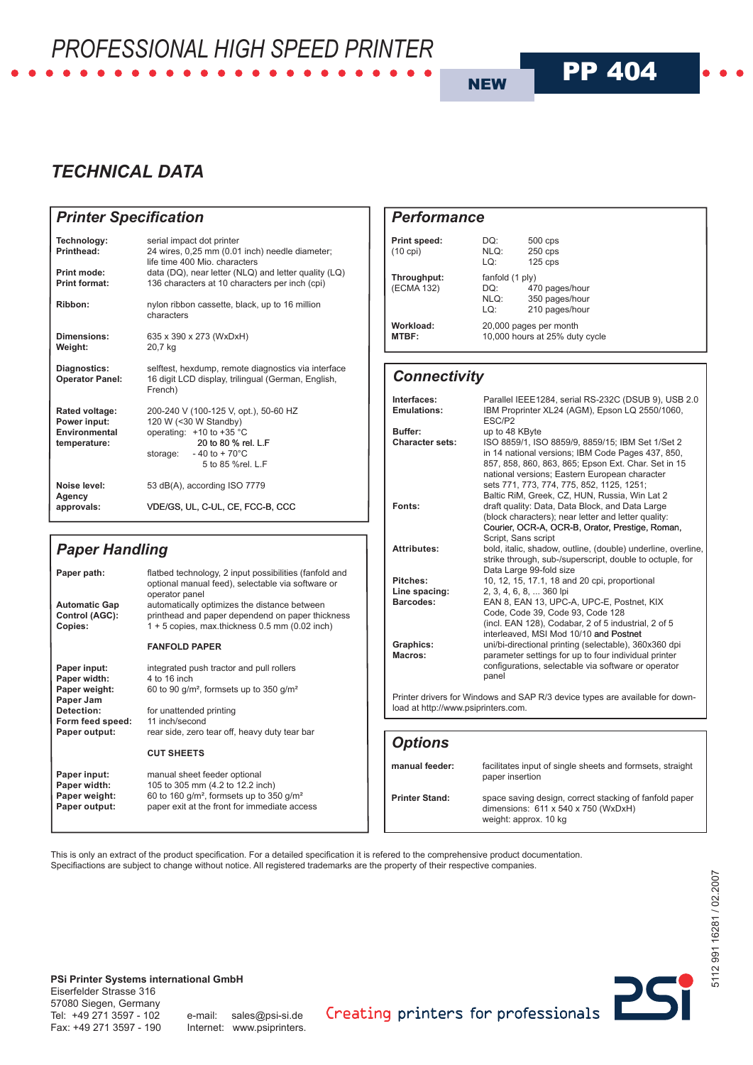# PROFESSIONAL HIGH SPEED PRINTER

NEW

# PP 404

## TECHNICAL DATA

### Printer Specification

| | |
|---|---|
| **Technology:** | serial impact dot printer |
| **Printhead:** | 24 wires, 0,25 mm (0.01 inch) needle diameter; life time 400 Mio. characters |
| **Print mode:** | data (DQ), near letter (NLQ) and letter quality (LQ) |
| **Print format:** | 136 characters at 10 characters per inch (cpi) |
| **Ribbon:** | nylon ribbon cassette, black, up to 16 million characters |
| **Dimensions:** | 635 x 390 x 273 (WxDxH) |
| **Weight:** | 20,7 kg |
| **Diagnostics:** | selftest, hexdump, remote diagnostics via interface |
| **Operator Panel:** | 16 digit LCD display, trilingual (German, English, French) |
| **Rated voltage:** | 200-240 V (100-125 V, opt.), 50-60 HZ |
| **Power input:** | 120 W (<30 W Standby) |
| **Environmental temperature:** | operating: +10 to +35 °C, 20 to 80 % rel. L.F; storage: - 40 to + 70°C, 5 to 85 %rel. L.F |
| **Noise level:** | 53 dB(A), according ISO 7779 |
| **Agency approvals:** | VDE/GS, UL, C-UL, CE, FCC-B, CCC |

### Paper Handling

| | |
|---|---|
| **Paper path:** | flatbed technology, 2 input possibilities (fanfold and optional manual feed), selectable via software or operator panel |
| **Automatic Gap Control (AGC):** | automatically optimizes the distance between printhead and paper dependend on paper thickness |
| **Copies:** | 1 + 5 copies, max.thickness 0.5 mm (0.02 inch) |

**FANFOLD PAPER**

| | |
|---|---|
| **Paper input:** | integrated push tractor and pull rollers |
| **Paper width:** | 4 to 16 inch |
| **Paper weight:** | 60 to 90 g/m², formsets up to 350 g/m² |
| **Paper Jam Detection:** | for unattended printing |
| **Form feed speed:** | 11 inch/second |
| **Paper output:** | rear side, zero tear off, heavy duty tear bar |

**CUT SHEETS**

| | |
|---|---|
| **Paper input:** | manual sheet feeder optional |
| **Paper width:** | 105 to 305 mm (4.2 to 12.2 inch) |
| **Paper weight:** | 60 to 160 g/m², formsets up to 350 g/m² |
| **Paper output:** | paper exit at the front for immediate access |

### Performance

| | | |
|---|---|---|
| **Print speed:** (10 cpi) | DQ: | 500 cps |
| | NLQ: | 250 cps |
| | LQ: | 125 cps |
| **Throughput:** (ECMA 132) | fanfold (1 ply) | |
| | DQ: | 470 pages/hour |
| | NLQ: | 350 pages/hour |
| | LQ: | 210 pages/hour |
| **Workload:** | 20,000 pages per month | |
| **MTBF:** | 10,000 hours at 25% duty cycle | |

### Connectivity

| | |
|---|---|
| **Interfaces:** | Parallel IEEE1284, serial RS-232C (DSUB 9), USB 2.0 |
| **Emulations:** | IBM Proprinter XL24 (AGM), Epson LQ 2550/1060, ESC/P2 |
| **Buffer:** | up to 48 KByte |
| **Character sets:** | ISO 8859/1, ISO 8859/9, 8859/15; IBM Set 1/Set 2 in 14 national versions; IBM Code Pages 437, 850, 857, 858, 860, 863, 865; Epson Ext. Char. Set in 15 national versions; Eastern European character sets 771, 773, 774, 775, 852, 1125, 1251; Baltic RiM, Greek, CZ, HUN, Russia, Win Lat 2 |
| **Fonts:** | draft quality: Data, Data Block, and Data Large (block characters); near letter and letter quality: Courier, OCR-A, OCR-B, Orator, Prestige, Roman, Script, Sans script |
| **Attributes:** | bold, italic, shadow, outline, (double) underline, overline, strike through, sub-/superscript, double to octuple, for Data Large 99-fold size |
| **Pitches:** | 10, 12, 15, 17.1, 18 and 20 cpi, proportional |
| **Line spacing:** | 2, 3, 4, 6, 8, ... 360 lpi |
| **Barcodes:** | EAN 8, EAN 13, UPC-A, UPC-E, Postnet, KIX Code, Code 39, Code 93, Code 128 (incl. EAN 128), Codabar, 2 of 5 industrial, 2 of 5 interleaved, MSI Mod 10/10 and Postnet |
| **Graphics:** | uni/bi-directional printing (selectable), 360x360 dpi |
| **Macros:** | parameter settings for up to four individual printer configurations, selectable via software or operator panel |

Printer drivers for Windows and SAP R/3 device types are available for download at http://www.psiprinters.com.

### Options

| | |
|---|---|
| **manual feeder:** | facilitates input of single sheets and formsets, straight paper insertion |
| **Printer Stand:** | space saving design, correct stacking of fanfold paper; dimensions: 611 x 540 x 750 (WxDxH); weight: approx. 10 kg |

This is only an extract of the product specification. For a detailed specification it is refered to the comprehensive product documentation.
Specifiactions are subject to change without notice. All registered trademarks are the property of their respective companies.

5112 991 16281 / 02.2007

**PSi Printer Systems international GmbH**
Eiserfelder Strasse 316
57080 Siegen, Germany
Tel: +49 271 3597 - 102
Fax: +49 271 3597 - 190

e-mail: sales@psi-si.de
Internet: www.psiprinters.

Creating printers for professionals

PSi